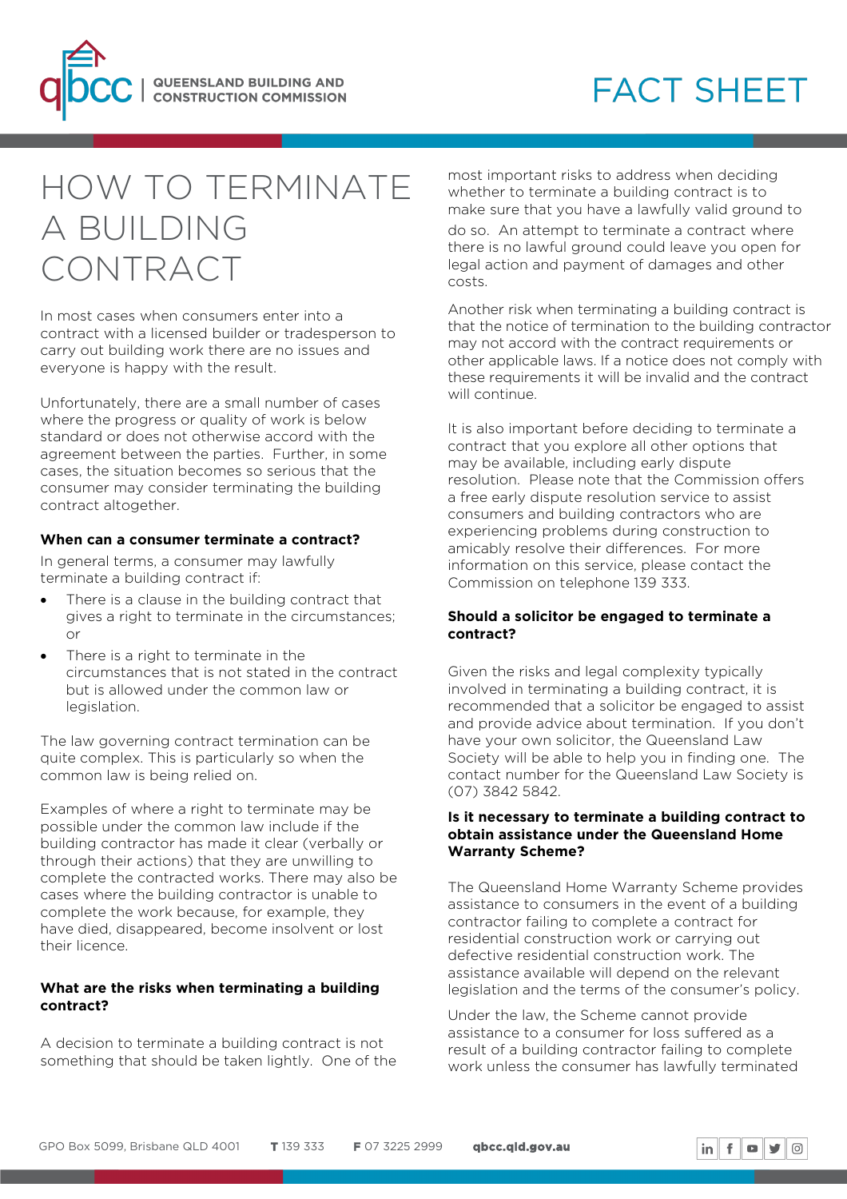FACT SHEET

# HOW TO TERMINATE A BUILDING CONTRACT

In most cases when consumers enter into a contract with a licensed builder or tradesperson to carry out building work there are no issues and everyone is happy with the result.

Unfortunately, there are a small number of cases where the progress or quality of work is below standard or does not otherwise accord with the agreement between the parties. Further, in some cases, the situation becomes so serious that the consumer may consider terminating the building contract altogether.

### When can a consumer terminate a contract?

In general terms, a consumer may lawfully terminate a building contract if:

- There is a clause in the building contract that gives a right to terminate in the circumstances; or
- There is a right to terminate in the circumstances that is not stated in the contract but is allowed under the common law or legislation.

The law governing contract termination can be quite complex. This is particularly so when the common law is being relied on.

Examples of where a right to terminate may be possible under the common law include if the building contractor has made it clear (verbally or through their actions) that they are unwilling to complete the contracted works. There may also be cases where the building contractor is unable to complete the work because, for example, they have died, disappeared, become insolvent or lost their licence.

### What are the risks when terminating a building contract?

A decision to terminate a building contract is not something that should be taken lightly. One of the most important risks to address when deciding whether to terminate a building contract is to make sure that you have a lawfully valid ground to do so. An attempt to terminate a contract where there is no lawful ground could leave you open for legal action and payment of damages and other costs.

Another risk when terminating a building contract is that the notice of termination to the building contractor may not accord with the contract requirements or other applicable laws. If a notice does not comply with these requirements it will be invalid and the contract will continue.

It is also important before deciding to terminate a contract that you explore all other options that may be available, including early dispute resolution. Please note that the Commission offers a free early dispute resolution service to assist consumers and building contractors who are experiencing problems during construction to amicably resolve their differences. For more information on this service, please contact the Commission on telephone 139 333.

### Should a solicitor be engaged to terminate a contract?

Given the risks and legal complexity typically involved in terminating a building contract, it is recommended that a solicitor be engaged to assist and provide advice about termination. If you don't have your own solicitor, the Queensland Law Society will be able to help you in finding one. The contact number for the Queensland Law Society is (07) 3842 5842.

### Is it necessary to terminate a building contract to obtain assistance under the Queensland Home Warranty Scheme?

The Queensland Home Warranty Scheme provides assistance to consumers in the event of a building contractor failing to complete a contract for residential construction work or carrying out defective residential construction work. The assistance available will depend on the relevant legislation and the terms of the consumer's policy.

Under the law, the Scheme cannot provide assistance to a consumer for loss suffered as a result of a building contractor failing to complete work unless the consumer has lawfully terminated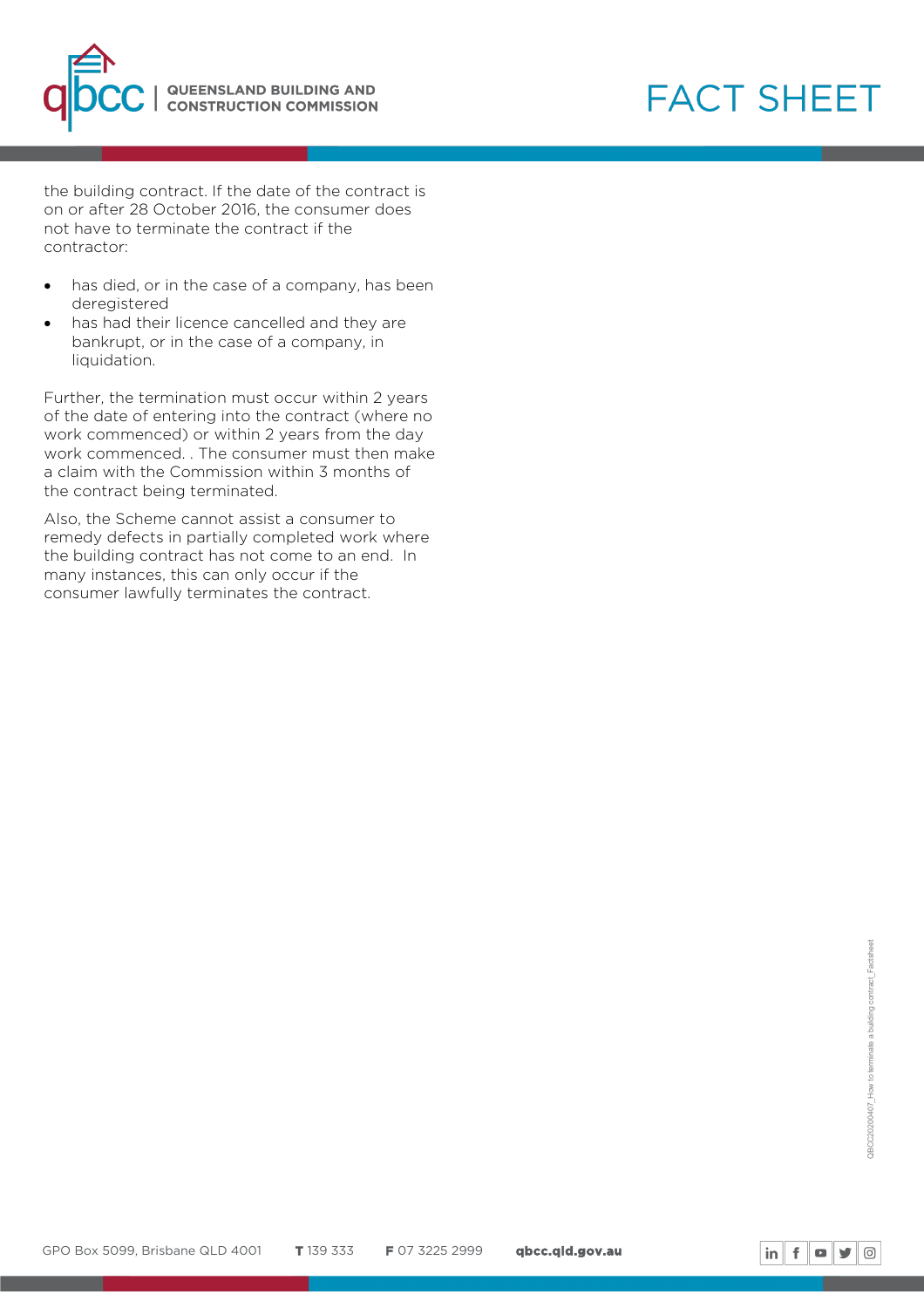the building contract. If the date of the contract is on or after 28 October 2016, the consumer does not have to terminate the contract if the contractor:

- has died, or in the case of a company, has been deregistered
- has had their licence cancelled and they are bankrupt, or in the case of a company, in liquidation.

Further, the termination must occur within 2 years of the date of entering into the contract (where no work commenced) or within 2 years from the day work commenced. . The consumer must then make a claim with the Commission within 3 months of the contract being terminated.

Also, the Scheme cannot assist a consumer to remedy defects in partially completed work where the building contract has not come to an end. In many instances, this can only occur if the consumer lawfully terminates the contract.